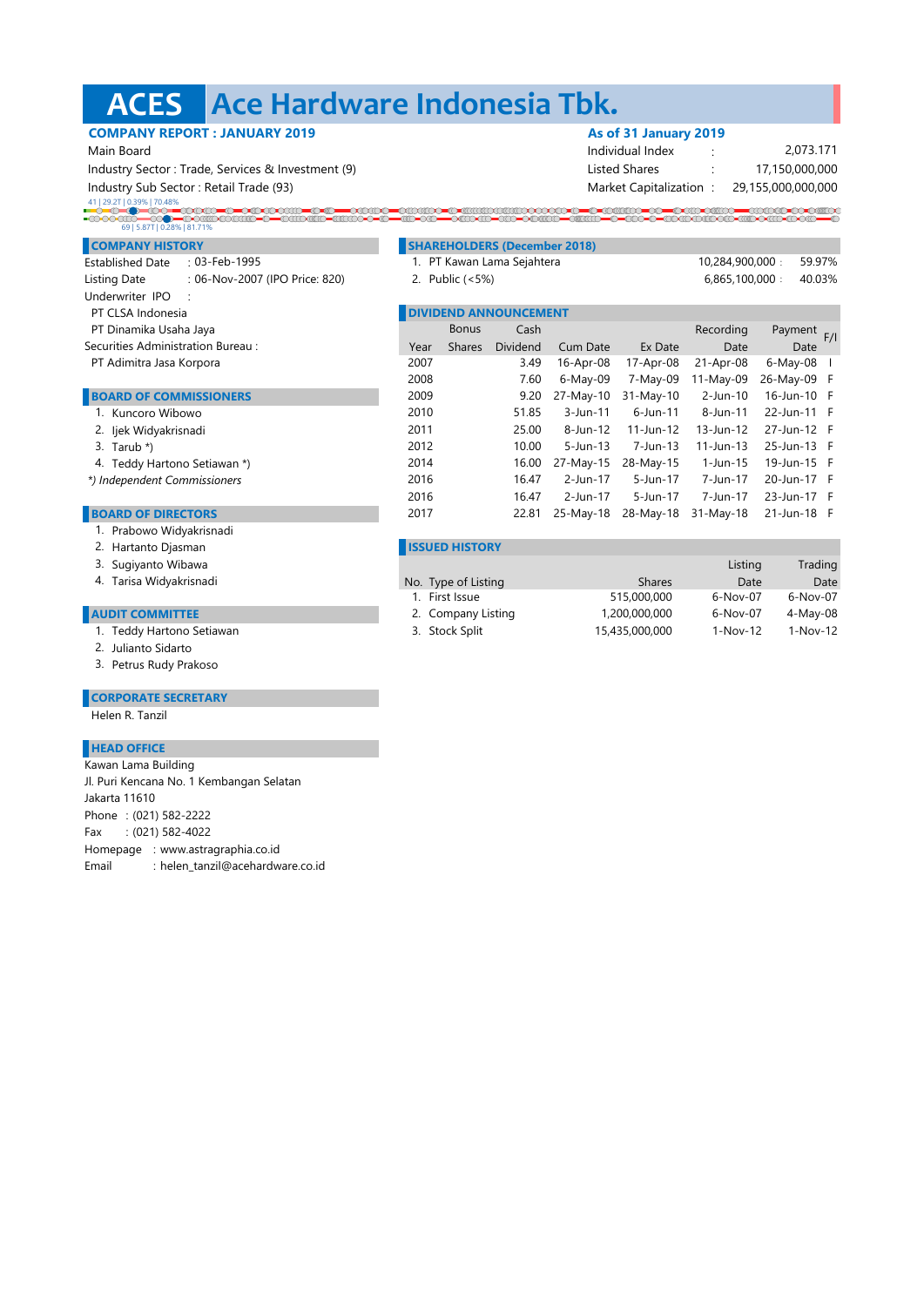# ACES Ace Hardware Indonesia Tbk.

**COMPANY REPORT : JANUARY 2019**

Main Board

Industry Sector : Trade, Services & Investment (9)

Industry Sub Sector : Retail Trade (93)

41 | 29.2T | 0.39% | 70.48%

69 | 5.87T | 0.28% | 81.71%

**As of 31 January 2019**

| | | |
|---|---|---|
| Individual Index | : | 2,073.171 |
| Listed Shares | : | 17,150,000,000 |
| Market Capitalization | : | 29,155,000,000,000 |

## COMPANY HISTORY

Established Date : 03-Feb-1995

Listing Date : 06-Nov-2007 (IPO Price: 820)

Underwriter IPO :

PT CLSA Indonesia

PT Dinamika Usaha Jaya

Securities Administration Bureau :

PT Adimitra Jasa Korpora

## BOARD OF COMMISSIONERS

1. Kuncoro Wibowo
2. Ijek Widyakrisnadi
3. Tarub *)
4. Teddy Hartono Setiawan *)

*) Independent Commissioners*

## BOARD OF DIRECTORS

1. Prabowo Widyakrisnadi
2. Hartanto Djasman
3. Sugiyanto Wibawa
4. Tarisa Widyakrisnadi

## AUDIT COMMITTEE

1. Teddy Hartono Setiawan
2. Julianto Sidarto
3. Petrus Rudy Prakoso

## CORPORATE SECRETARY

Helen R. Tanzil

## HEAD OFFICE

Kawan Lama Building

Jl. Puri Kencana No. 1 Kembangan Selatan

Jakarta 11610

Phone : (021) 582-2222

Fax : (021) 582-4022

Homepage : www.astragraphia.co.id

Email : helen_tanzil@acehardware.co.id

## SHAREHOLDERS (December 2018)

| No. | Shareholder | Shares | % |
|---|---|---|---|
| 1. | PT Kawan Lama Sejahtera | 10,284,900,000 | 59.97% |
| 2. | Public (<5%) | 6,865,100,000 | 40.03% |

## DIVIDEND ANNOUNCEMENT

| Year | Bonus Shares | Cash Dividend | Cum Date | Ex Date | Recording Date | Payment Date | F/I |
|---|---|---|---|---|---|---|---|
| 2007 | | 3.49 | 16-Apr-08 | 17-Apr-08 | 21-Apr-08 | 6-May-08 | I |
| 2008 | | 7.60 | 6-May-09 | 7-May-09 | 11-May-09 | 26-May-09 | F |
| 2009 | | 9.20 | 27-May-10 | 31-May-10 | 2-Jun-10 | 16-Jun-10 | F |
| 2010 | | 51.85 | 3-Jun-11 | 6-Jun-11 | 8-Jun-11 | 22-Jun-11 | F |
| 2011 | | 25.00 | 8-Jun-12 | 11-Jun-12 | 13-Jun-12 | 27-Jun-12 | F |
| 2012 | | 10.00 | 5-Jun-13 | 7-Jun-13 | 11-Jun-13 | 25-Jun-13 | F |
| 2014 | | 16.00 | 27-May-15 | 28-May-15 | 1-Jun-15 | 19-Jun-15 | F |
| 2016 | | 16.47 | 2-Jun-17 | 5-Jun-17 | 7-Jun-17 | 20-Jun-17 | F |
| 2016 | | 16.47 | 2-Jun-17 | 5-Jun-17 | 7-Jun-17 | 23-Jun-17 | F |
| 2017 | | 22.81 | 25-May-18 | 28-May-18 | 31-May-18 | 21-Jun-18 | F |

## ISSUED HISTORY

| No. | Type of Listing | Shares | Listing Date | Trading Date |
|---|---|---|---|---|
| 1. | First Issue | 515,000,000 | 6-Nov-07 | 6-Nov-07 |
| 2. | Company Listing | 1,200,000,000 | 6-Nov-07 | 4-May-08 |
| 3. | Stock Split | 15,435,000,000 | 1-Nov-12 | 1-Nov-12 |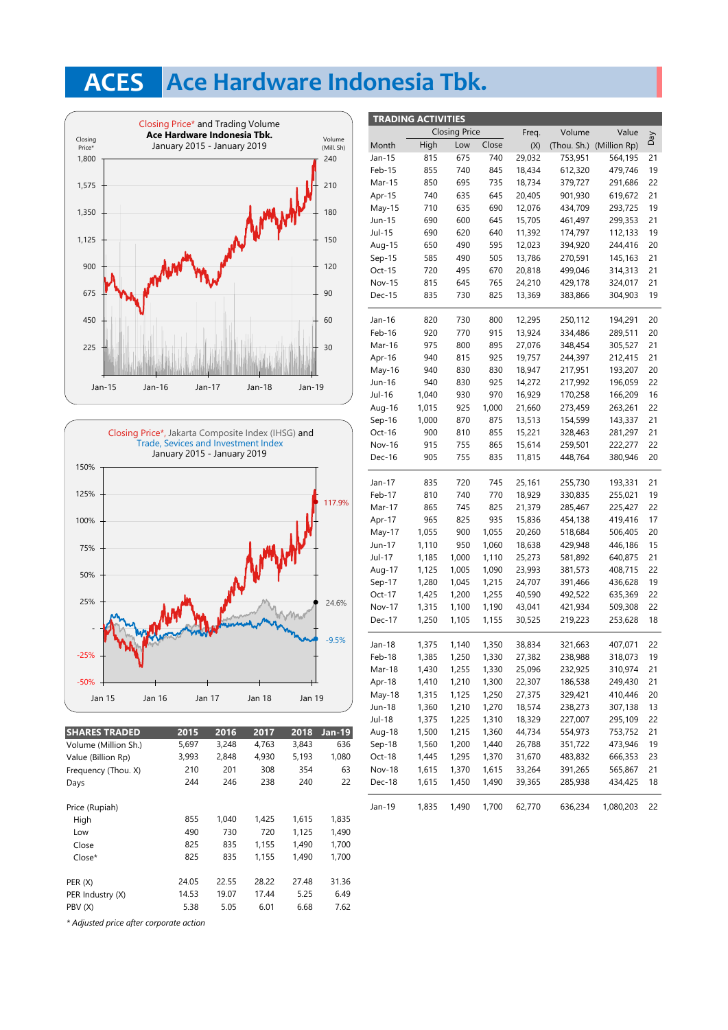# ACES Ace Hardware Indonesia Tbk.

Closing Price* and Trading Volume
**Ace Hardware Indonesia Tbk.**
January 2015 - January 2019

Closing Price*, Jakarta Composite Index (IHSG) and Trade, Sevices and Investment Index
January 2015 - January 2019

| SHARES TRADED | 2015 | 2016 | 2017 | 2018 | Jan-19 |
|---|---|---|---|---|---|
| Volume (Million Sh.) | 5,697 | 3,248 | 4,763 | 3,843 | 636 |
| Value (Billion Rp) | 3,993 | 2,848 | 4,930 | 5,193 | 1,080 |
| Frequency (Thou. X) | 210 | 201 | 308 | 354 | 63 |
| Days | 244 | 246 | 238 | 240 | 22 |
| | | | | | |
| Price (Rupiah) | | | | | |
| High | 855 | 1,040 | 1,425 | 1,615 | 1,835 |
| Low | 490 | 730 | 720 | 1,125 | 1,490 |
| Close | 825 | 835 | 1,155 | 1,490 | 1,700 |
| Close* | 825 | 835 | 1,155 | 1,490 | 1,700 |
| | | | | | |
| PER (X) | 24.05 | 22.55 | 28.22 | 27.48 | 31.36 |
| PER Industry (X) | 14.53 | 19.07 | 17.44 | 5.25 | 6.49 |
| PBV (X) | 5.38 | 5.05 | 6.01 | 6.68 | 7.62 |

*\* Adjusted price after corporate action*

**TRADING ACTIVITIES**

| Month | Closing Price High | Low | Close | Freq. (X) | Volume (Thou. Sh.) | Value (Million Rp) | Day |
|---|---|---|---|---|---|---|---|
| Jan-15 | 815 | 675 | 740 | 29,032 | 753,951 | 564,195 | 21 |
| Feb-15 | 855 | 740 | 845 | 18,434 | 612,320 | 479,746 | 19 |
| Mar-15 | 850 | 695 | 735 | 18,734 | 379,727 | 291,686 | 22 |
| Apr-15 | 740 | 635 | 645 | 20,405 | 901,930 | 619,672 | 21 |
| May-15 | 710 | 635 | 690 | 12,076 | 434,709 | 293,725 | 19 |
| Jun-15 | 690 | 600 | 645 | 15,705 | 461,497 | 299,353 | 21 |
| Jul-15 | 690 | 620 | 640 | 11,392 | 174,797 | 112,133 | 19 |
| Aug-15 | 650 | 490 | 595 | 12,023 | 394,920 | 244,416 | 20 |
| Sep-15 | 585 | 490 | 505 | 13,786 | 270,591 | 145,163 | 21 |
| Oct-15 | 720 | 495 | 670 | 20,818 | 499,046 | 314,313 | 21 |
| Nov-15 | 815 | 645 | 765 | 24,210 | 429,178 | 324,017 | 21 |
| Dec-15 | 835 | 730 | 825 | 13,369 | 383,866 | 304,903 | 19 |
| Jan-16 | 820 | 730 | 800 | 12,295 | 250,112 | 194,291 | 20 |
| Feb-16 | 920 | 770 | 915 | 13,924 | 334,486 | 289,511 | 20 |
| Mar-16 | 975 | 800 | 895 | 27,076 | 348,454 | 305,527 | 21 |
| Apr-16 | 940 | 815 | 925 | 19,757 | 244,397 | 212,415 | 21 |
| May-16 | 940 | 830 | 830 | 18,947 | 217,951 | 193,207 | 20 |
| Jun-16 | 940 | 830 | 925 | 14,272 | 217,992 | 196,059 | 22 |
| Jul-16 | 1,040 | 930 | 970 | 16,929 | 170,258 | 166,209 | 16 |
| Aug-16 | 1,015 | 925 | 1,000 | 21,660 | 273,459 | 263,261 | 22 |
| Sep-16 | 1,000 | 870 | 875 | 13,513 | 154,599 | 143,337 | 21 |
| Oct-16 | 900 | 810 | 855 | 15,221 | 328,463 | 281,297 | 21 |
| Nov-16 | 915 | 755 | 865 | 15,614 | 259,501 | 222,277 | 22 |
| Dec-16 | 905 | 755 | 835 | 11,815 | 448,764 | 380,946 | 20 |
| Jan-17 | 835 | 720 | 745 | 25,161 | 255,730 | 193,331 | 21 |
| Feb-17 | 810 | 740 | 770 | 18,929 | 330,835 | 255,021 | 19 |
| Mar-17 | 865 | 745 | 825 | 21,379 | 285,467 | 225,427 | 22 |
| Apr-17 | 965 | 825 | 935 | 15,836 | 454,138 | 419,416 | 17 |
| May-17 | 1,055 | 900 | 1,055 | 20,260 | 518,684 | 506,405 | 20 |
| Jun-17 | 1,110 | 950 | 1,060 | 18,638 | 429,948 | 446,186 | 15 |
| Jul-17 | 1,185 | 1,000 | 1,110 | 25,273 | 581,892 | 640,875 | 21 |
| Aug-17 | 1,125 | 1,005 | 1,090 | 23,993 | 381,573 | 408,715 | 22 |
| Sep-17 | 1,280 | 1,045 | 1,215 | 24,707 | 391,466 | 436,628 | 19 |
| Oct-17 | 1,425 | 1,200 | 1,255 | 40,590 | 492,522 | 635,369 | 22 |
| Nov-17 | 1,315 | 1,100 | 1,190 | 43,041 | 421,934 | 509,308 | 22 |
| Dec-17 | 1,250 | 1,105 | 1,155 | 30,525 | 219,223 | 253,628 | 18 |
| Jan-18 | 1,375 | 1,140 | 1,350 | 38,834 | 321,663 | 407,071 | 22 |
| Feb-18 | 1,385 | 1,250 | 1,330 | 27,382 | 238,988 | 318,073 | 19 |
| Mar-18 | 1,430 | 1,255 | 1,330 | 25,096 | 232,925 | 310,974 | 21 |
| Apr-18 | 1,410 | 1,210 | 1,300 | 22,307 | 186,538 | 249,430 | 21 |
| May-18 | 1,315 | 1,125 | 1,250 | 27,375 | 329,421 | 410,446 | 20 |
| Jun-18 | 1,360 | 1,210 | 1,270 | 18,574 | 238,273 | 307,138 | 13 |
| Jul-18 | 1,375 | 1,225 | 1,310 | 18,329 | 227,007 | 295,109 | 22 |
| Aug-18 | 1,500 | 1,215 | 1,360 | 44,734 | 554,973 | 753,752 | 21 |
| Sep-18 | 1,560 | 1,200 | 1,440 | 26,788 | 351,722 | 473,946 | 19 |
| Oct-18 | 1,445 | 1,295 | 1,370 | 31,670 | 483,832 | 666,353 | 23 |
| Nov-18 | 1,615 | 1,370 | 1,615 | 33,264 | 391,265 | 565,867 | 21 |
| Dec-18 | 1,615 | 1,450 | 1,490 | 39,365 | 285,938 | 434,425 | 18 |
| Jan-19 | 1,835 | 1,490 | 1,700 | 62,770 | 636,234 | 1,080,203 | 22 |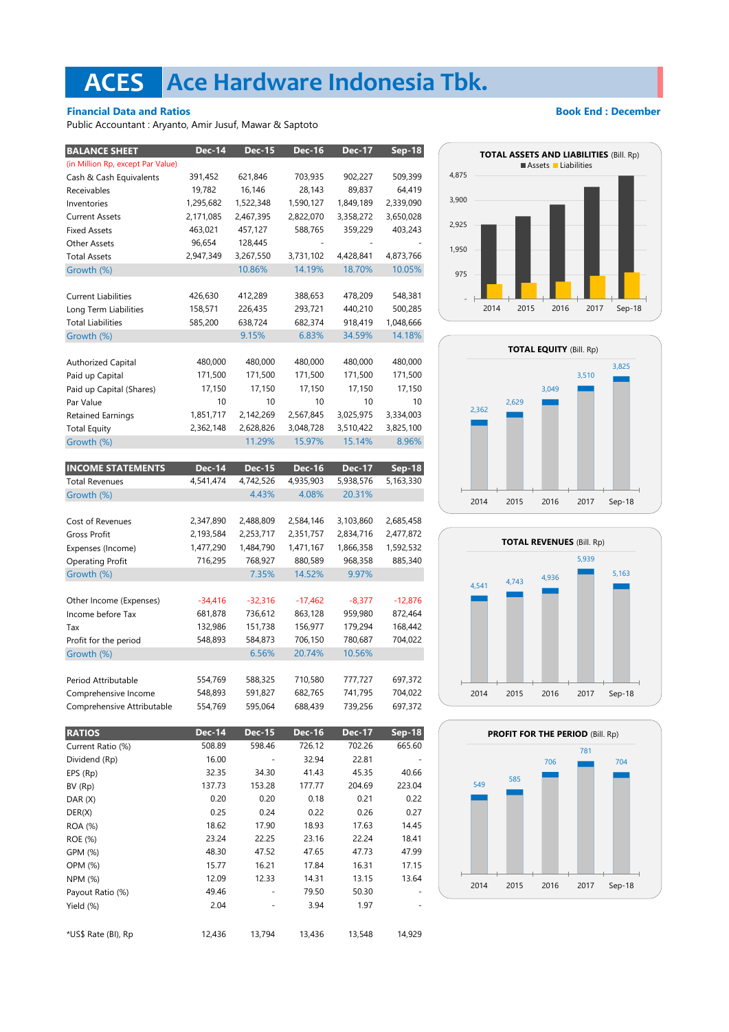# ACES Ace Hardware Indonesia Tbk.

**Financial Data and Ratios**

**Book End : December**

Public Accountant : Aryanto, Amir Jusuf, Mawar & Saptoto

| BALANCE SHEET | Dec-14 | Dec-15 | Dec-16 | Dec-17 | Sep-18 |
|---|---|---|---|---|---|
| (in Million Rp, except Par Value) | | | | | |
| Cash & Cash Equivalents | 391,452 | 621,846 | 703,935 | 902,227 | 509,399 |
| Receivables | 19,782 | 16,146 | 28,143 | 89,837 | 64,419 |
| Inventories | 1,295,682 | 1,522,348 | 1,590,127 | 1,849,189 | 2,339,090 |
| Current Assets | 2,171,085 | 2,467,395 | 2,822,070 | 3,358,272 | 3,650,028 |
| Fixed Assets | 463,021 | 457,127 | 588,765 | 359,229 | 403,243 |
| Other Assets | 96,654 | 128,445 | - | - | - |
| Total Assets | 2,947,349 | 3,267,550 | 3,731,102 | 4,428,841 | 4,873,766 |
| Growth (%) | | 10.86% | 14.19% | 18.70% | 10.05% |
| | | | | | |
| Current Liabilities | 426,630 | 412,289 | 388,653 | 478,209 | 548,381 |
| Long Term Liabilities | 158,571 | 226,435 | 293,721 | 440,210 | 500,285 |
| Total Liabilities | 585,200 | 638,724 | 682,374 | 918,419 | 1,048,666 |
| Growth (%) | | 9.15% | 6.83% | 34.59% | 14.18% |
| | | | | | |
| Authorized Capital | 480,000 | 480,000 | 480,000 | 480,000 | 480,000 |
| Paid up Capital | 171,500 | 171,500 | 171,500 | 171,500 | 171,500 |
| Paid up Capital (Shares) | 17,150 | 17,150 | 17,150 | 17,150 | 17,150 |
| Par Value | 10 | 10 | 10 | 10 | 10 |
| Retained Earnings | 1,851,717 | 2,142,269 | 2,567,845 | 3,025,975 | 3,334,003 |
| Total Equity | 2,362,148 | 2,628,826 | 3,048,728 | 3,510,422 | 3,825,100 |
| Growth (%) | | 11.29% | 15.97% | 15.14% | 8.96% |

| INCOME STATEMENTS | Dec-14 | Dec-15 | Dec-16 | Dec-17 | Sep-18 |
|---|---|---|---|---|---|
| Total Revenues | 4,541,474 | 4,742,526 | 4,935,903 | 5,938,576 | 5,163,330 |
| Growth (%) | | 4.43% | 4.08% | 20.31% | |
| | | | | | |
| Cost of Revenues | 2,347,890 | 2,488,809 | 2,584,146 | 3,103,860 | 2,685,458 |
| Gross Profit | 2,193,584 | 2,253,717 | 2,351,757 | 2,834,716 | 2,477,872 |
| Expenses (Income) | 1,477,290 | 1,484,790 | 1,471,167 | 1,866,358 | 1,592,532 |
| Operating Profit | 716,295 | 768,927 | 880,589 | 968,358 | 885,340 |
| Growth (%) | | 7.35% | 14.52% | 9.97% | |
| | | | | | |
| Other Income (Expenses) | -34,416 | -32,316 | -17,462 | -8,377 | -12,876 |
| Income before Tax | 681,878 | 736,612 | 863,128 | 959,980 | 872,464 |
| Tax | 132,986 | 151,738 | 156,977 | 179,294 | 168,442 |
| Profit for the period | 548,893 | 584,873 | 706,150 | 780,687 | 704,022 |
| Growth (%) | | 6.56% | 20.74% | 10.56% | |
| | | | | | |
| Period Attributable | 554,769 | 588,325 | 710,580 | 777,727 | 697,372 |
| Comprehensive Income | 548,893 | 591,827 | 682,765 | 741,795 | 704,022 |
| Comprehensive Attributable | 554,769 | 595,064 | 688,439 | 739,256 | 697,372 |

| RATIOS | Dec-14 | Dec-15 | Dec-16 | Dec-17 | Sep-18 |
|---|---|---|---|---|---|
| Current Ratio (%) | 508.89 | 598.46 | 726.12 | 702.26 | 665.60 |
| Dividend (Rp) | 16.00 | - | 32.94 | 22.81 | - |
| EPS (Rp) | 32.35 | 34.30 | 41.43 | 45.35 | 40.66 |
| BV (Rp) | 137.73 | 153.28 | 177.77 | 204.69 | 223.04 |
| DAR (X) | 0.20 | 0.20 | 0.18 | 0.21 | 0.22 |
| DER(X) | 0.25 | 0.24 | 0.22 | 0.26 | 0.27 |
| ROA (%) | 18.62 | 17.90 | 18.93 | 17.63 | 14.45 |
| ROE (%) | 23.24 | 22.25 | 23.16 | 22.24 | 18.41 |
| GPM (%) | 48.30 | 47.52 | 47.65 | 47.73 | 47.99 |
| OPM (%) | 15.77 | 16.21 | 17.84 | 16.31 | 17.15 |
| NPM (%) | 12.09 | 12.33 | 14.31 | 13.15 | 13.64 |
| Payout Ratio (%) | 49.46 | - | 79.50 | 50.30 | - |
| Yield (%) | 2.04 | - | 3.94 | 1.97 | - |
| | | | | | |
| *US$ Rate (BI), Rp | 12,436 | 13,794 | 13,436 | 13,548 | 14,929 |

**TOTAL ASSETS AND LIABILITIES** (Bill. Rp)

Assets Liabilities

4,875
3,900
2,925
1,950
975
-

2014 2015 2016 2017 Sep-18

**TOTAL EQUITY** (Bill. Rp)

2,362 2,629 3,049 3,510 3,825

2014 2015 2016 2017 Sep-18

**TOTAL REVENUES** (Bill. Rp)

4,541 4,743 4,936 5,939 5,163

2014 2015 2016 2017 Sep-18

**PROFIT FOR THE PERIOD** (Bill. Rp)

549 585 706 781 704

2014 2015 2016 2017 Sep-18